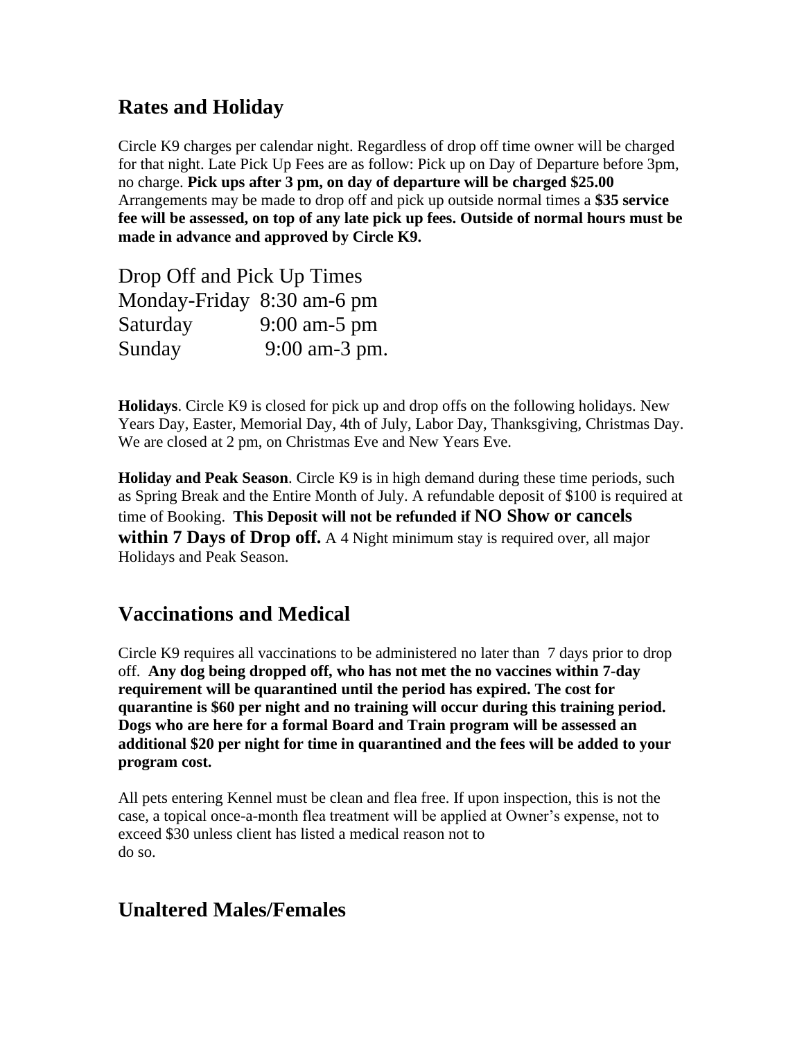## Rates and Holiday

Circle K9 charges per calendar night. Regardless of drop off time owner will be charged for that night. Late Pick Up Fees are as follow: Pick up on Day of Departure before 3pm, no charge. **Pick ups after 3 pm, on day of departure will be charged $25.00** Arrangements may be made to drop off and pick up outside normal times a **$35 service fee will be assessed, on top of any late pick up fees. Outside of normal hours must be made in advance and approved by Circle K9.**

Drop Off and Pick Up Times
Monday-Friday 8:30 am-6 pm
Saturday 9:00 am-5 pm
Sunday 9:00 am-3 pm.

**Holidays**. Circle K9 is closed for pick up and drop offs on the following holidays. New Years Day, Easter, Memorial Day, 4th of July, Labor Day, Thanksgiving, Christmas Day. We are closed at 2 pm, on Christmas Eve and New Years Eve.

**Holiday and Peak Season**. Circle K9 is in high demand during these time periods, such as Spring Break and the Entire Month of July. A refundable deposit of $100 is required at time of Booking. **This Deposit will not be refunded if NO Show or cancels within 7 Days of Drop off.** A 4 Night minimum stay is required over, all major Holidays and Peak Season.

## Vaccinations and Medical

Circle K9 requires all vaccinations to be administered no later than 7 days prior to drop off. **Any dog being dropped off, who has not met the no vaccines within 7-day requirement will be quarantined until the period has expired. The cost for quarantine is $60 per night and no training will occur during this training period. Dogs who are here for a formal Board and Train program will be assessed an additional $20 per night for time in quarantined and the fees will be added to your program cost.**

All pets entering Kennel must be clean and flea free. If upon inspection, this is not the case, a topical once-a-month flea treatment will be applied at Owner's expense, not to exceed $30 unless client has listed a medical reason not to do so.

## Unaltered Males/Females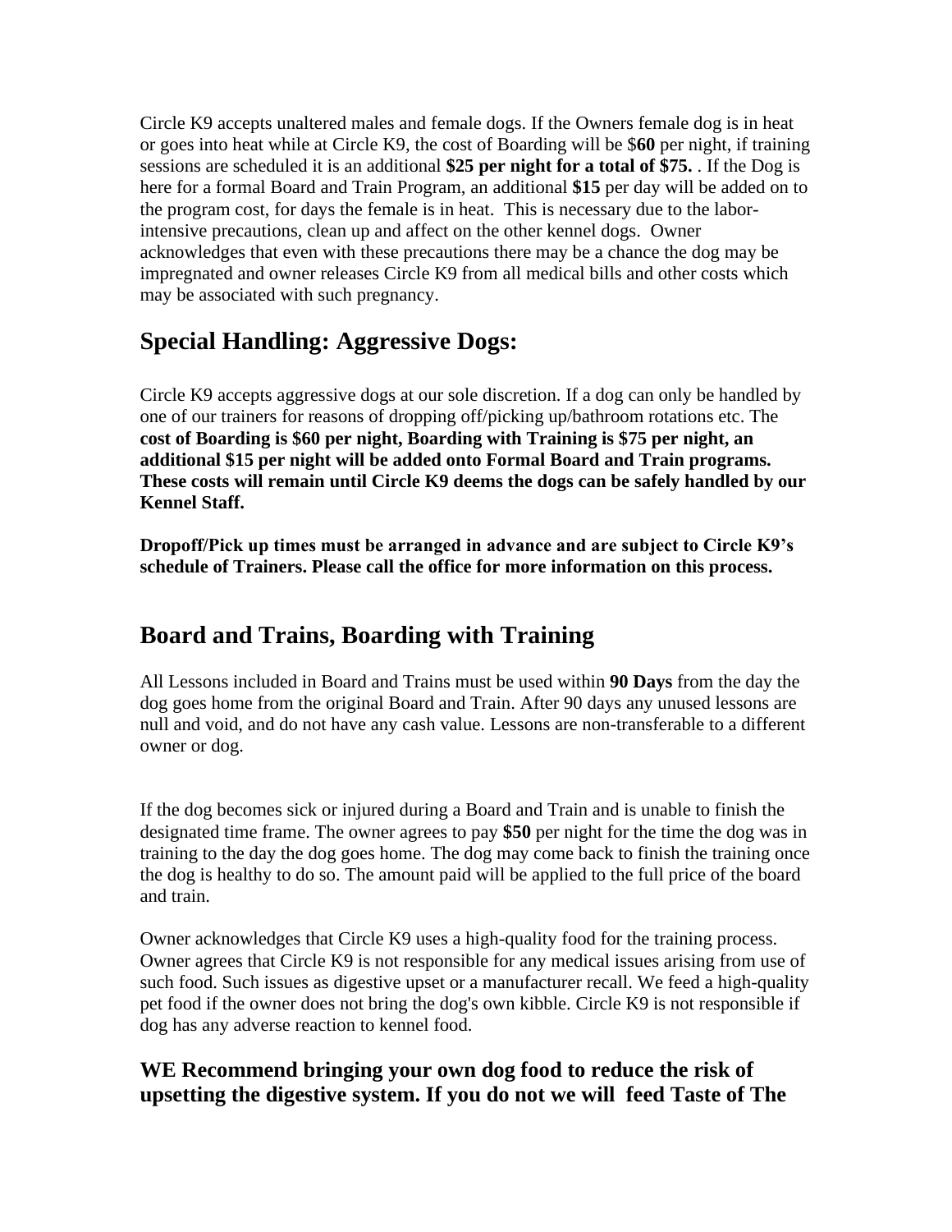Circle K9 accepts unaltered males and female dogs. If the Owners female dog is in heat or goes into heat while at Circle K9, the cost of Boarding will be $**60** per night, if training sessions are scheduled it is an additional **$25 per night for a total of $75.** . If the Dog is here for a formal Board and Train Program, an additional **$15** per day will be added on to the program cost, for days the female is in heat. This is necessary due to the labor-intensive precautions, clean up and affect on the other kennel dogs. Owner acknowledges that even with these precautions there may be a chance the dog may be impregnated and owner releases Circle K9 from all medical bills and other costs which may be associated with such pregnancy.

## Special Handling: Aggressive Dogs:

Circle K9 accepts aggressive dogs at our sole discretion. If a dog can only be handled by one of our trainers for reasons of dropping off/picking up/bathroom rotations etc. The **cost of Boarding is $60 per night, Boarding with Training is $75 per night, an additional $15 per night will be added onto Formal Board and Train programs. These costs will remain until Circle K9 deems the dogs can be safely handled by our Kennel Staff.**

**Dropoff/Pick up times must be arranged in advance and are subject to Circle K9's schedule of Trainers. Please call the office for more information on this process.**

## Board and Trains, Boarding with Training

All Lessons included in Board and Trains must be used within **90 Days** from the day the dog goes home from the original Board and Train. After 90 days any unused lessons are null and void, and do not have any cash value. Lessons are non-transferable to a different owner or dog.

If the dog becomes sick or injured during a Board and Train and is unable to finish the designated time frame. The owner agrees to pay **$50** per night for the time the dog was in training to the day the dog goes home. The dog may come back to finish the training once the dog is healthy to do so. The amount paid will be applied to the full price of the board and train.

Owner acknowledges that Circle K9 uses a high-quality food for the training process. Owner agrees that Circle K9 is not responsible for any medical issues arising from use of such food. Such issues as digestive upset or a manufacturer recall. We feed a high-quality pet food if the owner does not bring the dog's own kibble. Circle K9 is not responsible if dog has any adverse reaction to kennel food.

### WE Recommend bringing your own dog food to reduce the risk of upsetting the digestive system. If you do not we will feed Taste of The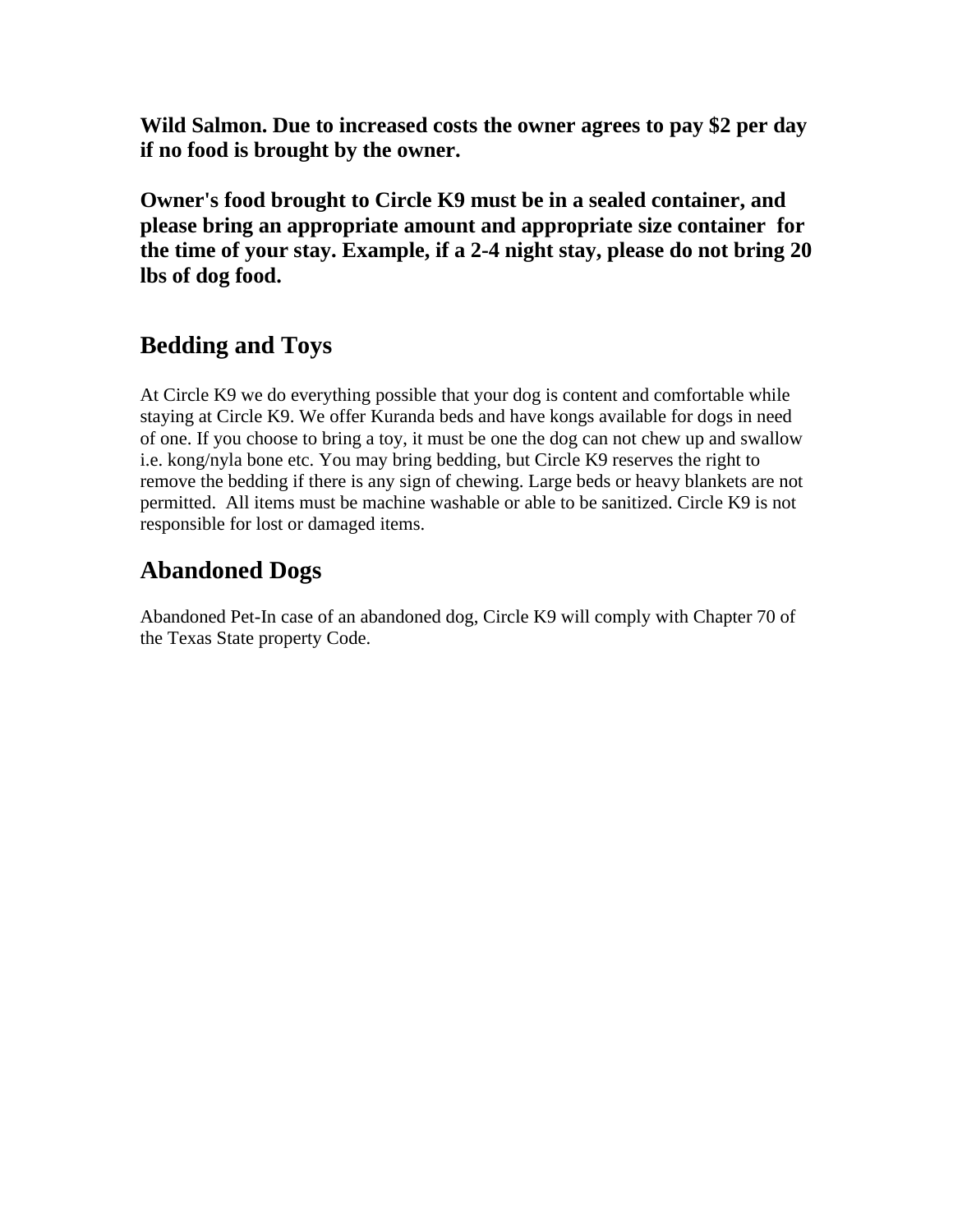**Wild Salmon. Due to increased costs the owner agrees to pay $2 per day if no food is brought by the owner.**

**Owner's food brought to Circle K9 must be in a sealed container, and please bring an appropriate amount and appropriate size container for the time of your stay. Example, if a 2-4 night stay, please do not bring 20 lbs of dog food.**

## Bedding and Toys

At Circle K9 we do everything possible that your dog is content and comfortable while staying at Circle K9. We offer Kuranda beds and have kongs available for dogs in need of one. If you choose to bring a toy, it must be one the dog can not chew up and swallow i.e. kong/nyla bone etc. You may bring bedding, but Circle K9 reserves the right to remove the bedding if there is any sign of chewing. Large beds or heavy blankets are not permitted. All items must be machine washable or able to be sanitized. Circle K9 is not responsible for lost or damaged items.

## Abandoned Dogs

Abandoned Pet-In case of an abandoned dog, Circle K9 will comply with Chapter 70 of the Texas State property Code.